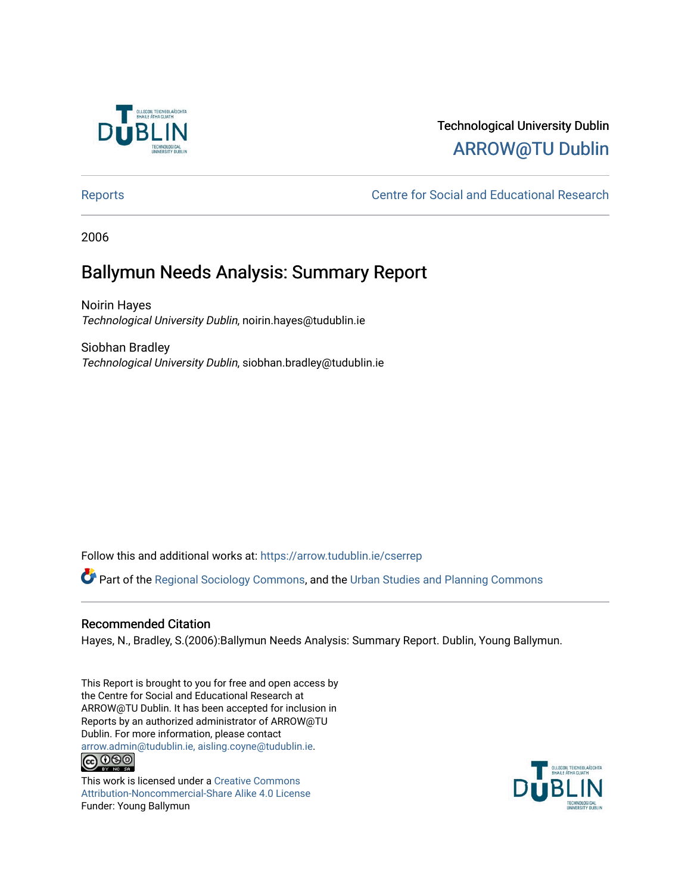Technological University Dublin
ARROW@TU Dublin

Reports | Centre for Social and Educational Research

2006

# Ballymun Needs Analysis: Summary Report

Noirin Hayes
*Technological University Dublin*, noirin.hayes@tudublin.ie

Siobhan Bradley
*Technological University Dublin*, siobhan.bradley@tudublin.ie

Follow this and additional works at: https://arrow.tudublin.ie/cserrep

Part of the Regional Sociology Commons, and the Urban Studies and Planning Commons

## Recommended Citation

Hayes, N., Bradley, S.(2006):Ballymun Needs Analysis: Summary Report. Dublin, Young Ballymun.

This Report is brought to you for free and open access by the Centre for Social and Educational Research at ARROW@TU Dublin. It has been accepted for inclusion in Reports by an authorized administrator of ARROW@TU Dublin. For more information, please contact arrow.admin@tudublin.ie, aisling.coyne@tudublin.ie.

This work is licensed under a Creative Commons Attribution-Noncommercial-Share Alike 4.0 License
Funder: Young Ballymun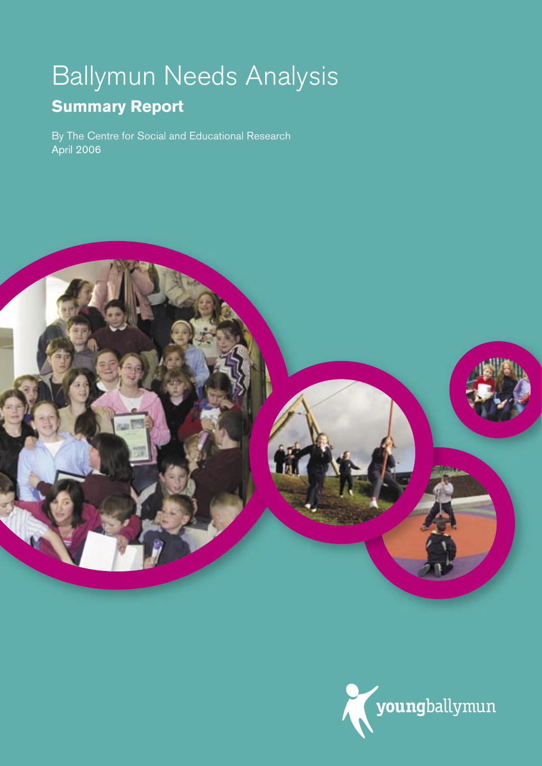# Ballymun Needs Analysis

## **Summary Report**

By The Centre for Social and Educational Research
April 2006

youngballymun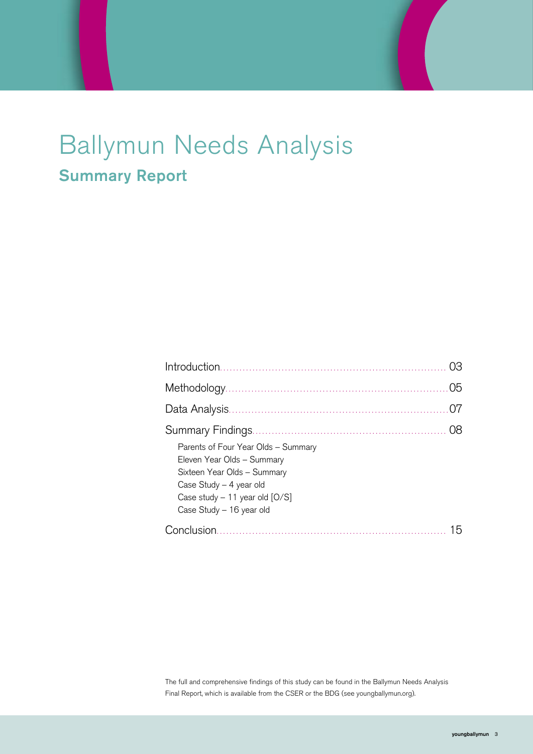# Ballymun Needs Analysis

## Summary Report

| | |
|---|---|
| Introduction | 03 |
| Methodology | 05 |
| Data Analysis | 07 |
| Summary Findings | 08 |
| Parents of Four Year Olds – Summary | |
| Eleven Year Olds – Summary | |
| Sixteen Year Olds – Summary | |
| Case Study – 4 year old | |
| Case study – 11 year old [O/S] | |
| Case Study – 16 year old | |
| Conclusion | 15 |

The full and comprehensive findings of this study can be found in the Ballymun Needs Analysis Final Report, which is available from the CSER or the BDG (see youngballymun.org).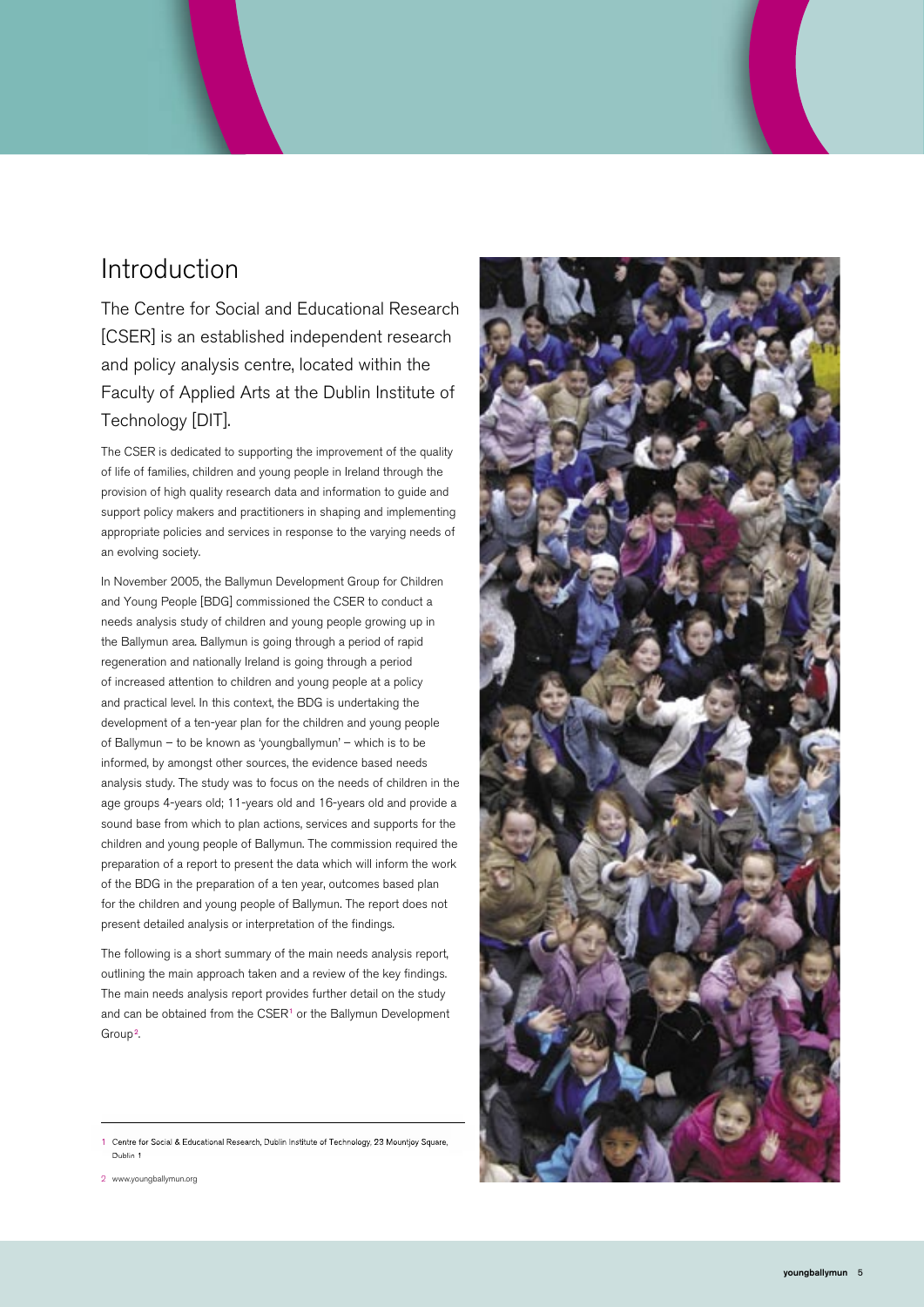# Introduction

The Centre for Social and Educational Research [CSER] is an established independent research and policy analysis centre, located within the Faculty of Applied Arts at the Dublin Institute of Technology [DIT].

The CSER is dedicated to supporting the improvement of the quality of life of families, children and young people in Ireland through the provision of high quality research data and information to guide and support policy makers and practitioners in shaping and implementing appropriate policies and services in response to the varying needs of an evolving society.

In November 2005, the Ballymun Development Group for Children and Young People [BDG] commissioned the CSER to conduct a needs analysis study of children and young people growing up in the Ballymun area. Ballymun is going through a period of rapid regeneration and nationally Ireland is going through a period of increased attention to children and young people at a policy and practical level. In this context, the BDG is undertaking the development of a ten-year plan for the children and young people of Ballymun – to be known as 'youngballymun' – which is to be informed, by amongst other sources, the evidence based needs analysis study. The study was to focus on the needs of children in the age groups 4-years old; 11-years old and 16-years old and provide a sound base from which to plan actions, services and supports for the children and young people of Ballymun. The commission required the preparation of a report to present the data which will inform the work of the BDG in the preparation of a ten year, outcomes based plan for the children and young people of Ballymun. The report does not present detailed analysis or interpretation of the findings.

The following is a short summary of the main needs analysis report, outlining the main approach taken and a review of the key findings. The main needs analysis report provides further detail on the study and can be obtained from the CSER[1] or the Ballymun Development Group[2].

---

1 Centre for Social & Educational Research, Dublin Institute of Technology, 23 Mountjoy Square, Dublin 1

2 www.youngballymun.org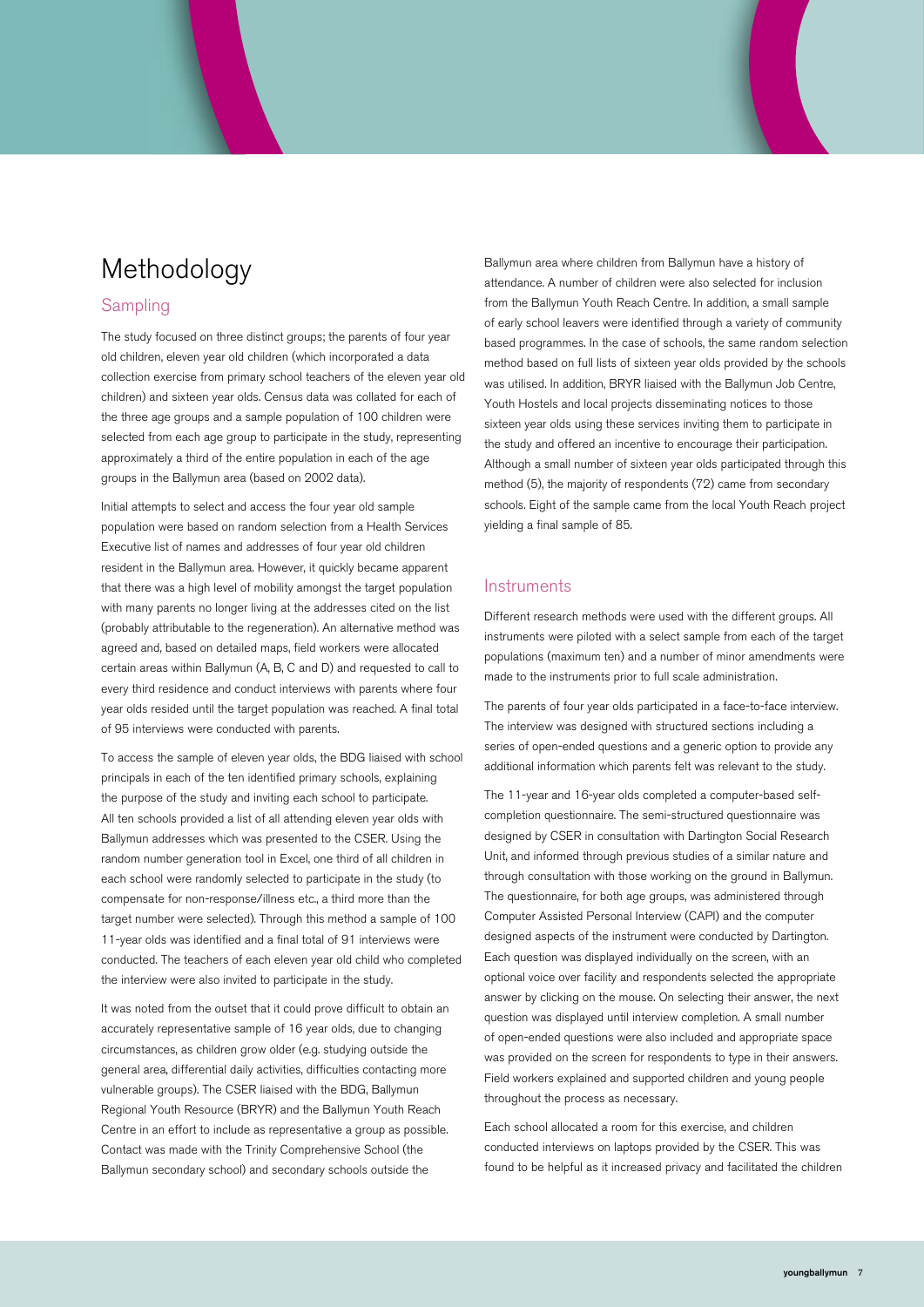# Methodology

## Sampling

The study focused on three distinct groups; the parents of four year old children, eleven year old children (which incorporated a data collection exercise from primary school teachers of the eleven year old children) and sixteen year olds. Census data was collated for each of the three age groups and a sample population of 100 children were selected from each age group to participate in the study, representing approximately a third of the entire population in each of the age groups in the Ballymun area (based on 2002 data).

Initial attempts to select and access the four year old sample population were based on random selection from a Health Services Executive list of names and addresses of four year old children resident in the Ballymun area. However, it quickly became apparent that there was a high level of mobility amongst the target population with many parents no longer living at the addresses cited on the list (probably attributable to the regeneration). An alternative method was agreed and, based on detailed maps, field workers were allocated certain areas within Ballymun (A, B, C and D) and requested to call to every third residence and conduct interviews with parents where four year olds resided until the target population was reached. A final total of 95 interviews were conducted with parents.

To access the sample of eleven year olds, the BDG liaised with school principals in each of the ten identified primary schools, explaining the purpose of the study and inviting each school to participate. All ten schools provided a list of all attending eleven year olds with Ballymun addresses which was presented to the CSER. Using the random number generation tool in Excel, one third of all children in each school were randomly selected to participate in the study (to compensate for non-response/illness etc., a third more than the target number were selected). Through this method a sample of 100 11-year olds was identified and a final total of 91 interviews were conducted. The teachers of each eleven year old child who completed the interview were also invited to participate in the study.

It was noted from the outset that it could prove difficult to obtain an accurately representative sample of 16 year olds, due to changing circumstances, as children grow older (e.g. studying outside the general area, differential daily activities, difficulties contacting more vulnerable groups). The CSER liaised with the BDG, Ballymun Regional Youth Resource (BRYR) and the Ballymun Youth Reach Centre in an effort to include as representative a group as possible. Contact was made with the Trinity Comprehensive School (the Ballymun secondary school) and secondary schools outside the Ballymun area where children from Ballymun have a history of attendance. A number of children were also selected for inclusion from the Ballymun Youth Reach Centre. In addition, a small sample of early school leavers were identified through a variety of community based programmes. In the case of schools, the same random selection method based on full lists of sixteen year olds provided by the schools was utilised. In addition, BRYR liaised with the Ballymun Job Centre, Youth Hostels and local projects disseminating notices to those sixteen year olds using these services inviting them to participate in the study and offered an incentive to encourage their participation. Although a small number of sixteen year olds participated through this method (5), the majority of respondents (72) came from secondary schools. Eight of the sample came from the local Youth Reach project yielding a final sample of 85.

## Instruments

Different research methods were used with the different groups. All instruments were piloted with a select sample from each of the target populations (maximum ten) and a number of minor amendments were made to the instruments prior to full scale administration.

The parents of four year olds participated in a face-to-face interview. The interview was designed with structured sections including a series of open-ended questions and a generic option to provide any additional information which parents felt was relevant to the study.

The 11-year and 16-year olds completed a computer-based self-completion questionnaire. The semi-structured questionnaire was designed by CSER in consultation with Dartington Social Research Unit, and informed through previous studies of a similar nature and through consultation with those working on the ground in Ballymun. The questionnaire, for both age groups, was administered through Computer Assisted Personal Interview (CAPI) and the computer designed aspects of the instrument were conducted by Dartington. Each question was displayed individually on the screen, with an optional voice over facility and respondents selected the appropriate answer by clicking on the mouse. On selecting their answer, the next question was displayed until interview completion. A small number of open-ended questions were also included and appropriate space was provided on the screen for respondents to type in their answers. Field workers explained and supported children and young people throughout the process as necessary.

Each school allocated a room for this exercise, and children conducted interviews on laptops provided by the CSER. This was found to be helpful as it increased privacy and facilitated the children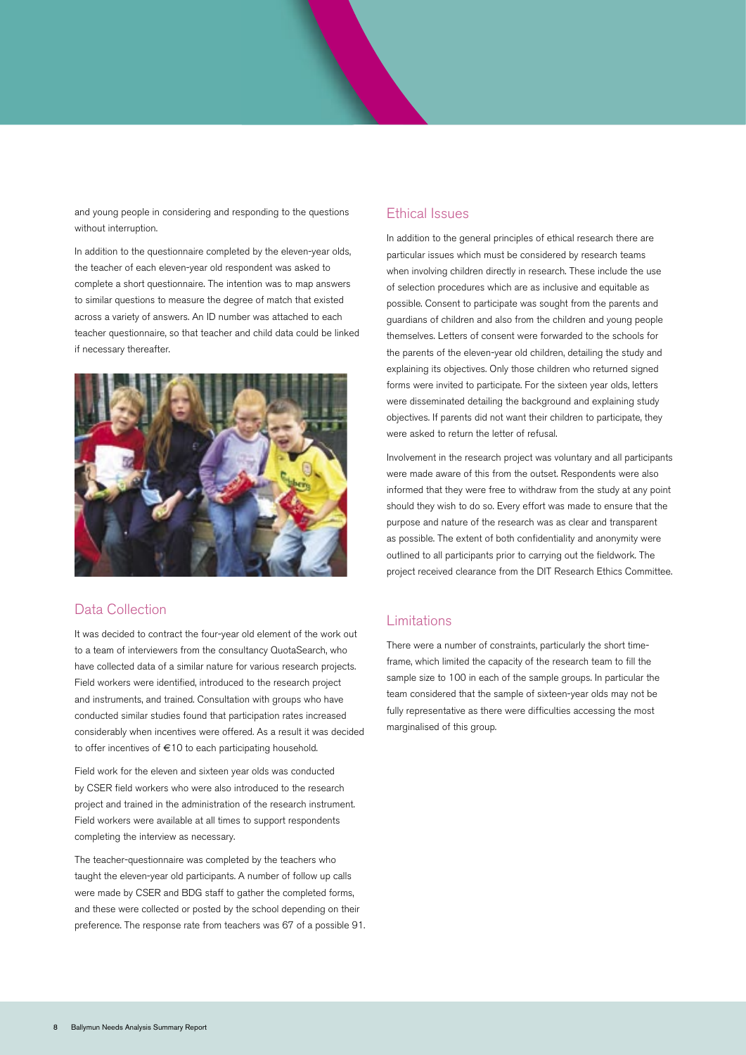and young people in considering and responding to the questions without interruption.

In addition to the questionnaire completed by the eleven-year olds, the teacher of each eleven-year old respondent was asked to complete a short questionnaire. The intention was to map answers to similar questions to measure the degree of match that existed across a variety of answers. An ID number was attached to each teacher questionnaire, so that teacher and child data could be linked if necessary thereafter.

## Data Collection

It was decided to contract the four-year old element of the work out to a team of interviewers from the consultancy QuotaSearch, who have collected data of a similar nature for various research projects. Field workers were identified, introduced to the research project and instruments, and trained. Consultation with groups who have conducted similar studies found that participation rates increased considerably when incentives were offered. As a result it was decided to offer incentives of €10 to each participating household.

Field work for the eleven and sixteen year olds was conducted by CSER field workers who were also introduced to the research project and trained in the administration of the research instrument. Field workers were available at all times to support respondents completing the interview as necessary.

The teacher-questionnaire was completed by the teachers who taught the eleven-year old participants. A number of follow up calls were made by CSER and BDG staff to gather the completed forms, and these were collected or posted by the school depending on their preference. The response rate from teachers was 67 of a possible 91.

## Ethical Issues

In addition to the general principles of ethical research there are particular issues which must be considered by research teams when involving children directly in research. These include the use of selection procedures which are as inclusive and equitable as possible. Consent to participate was sought from the parents and guardians of children and also from the children and young people themselves. Letters of consent were forwarded to the schools for the parents of the eleven-year old children, detailing the study and explaining its objectives. Only those children who returned signed forms were invited to participate. For the sixteen year olds, letters were disseminated detailing the background and explaining study objectives. If parents did not want their children to participate, they were asked to return the letter of refusal.

Involvement in the research project was voluntary and all participants were made aware of this from the outset. Respondents were also informed that they were free to withdraw from the study at any point should they wish to do so. Every effort was made to ensure that the purpose and nature of the research was as clear and transparent as possible. The extent of both confidentiality and anonymity were outlined to all participants prior to carrying out the fieldwork. The project received clearance from the DIT Research Ethics Committee.

## Limitations

There were a number of constraints, particularly the short time-frame, which limited the capacity of the research team to fill the sample size to 100 in each of the sample groups. In particular the team considered that the sample of sixteen-year olds may not be fully representative as there were difficulties accessing the most marginalised of this group.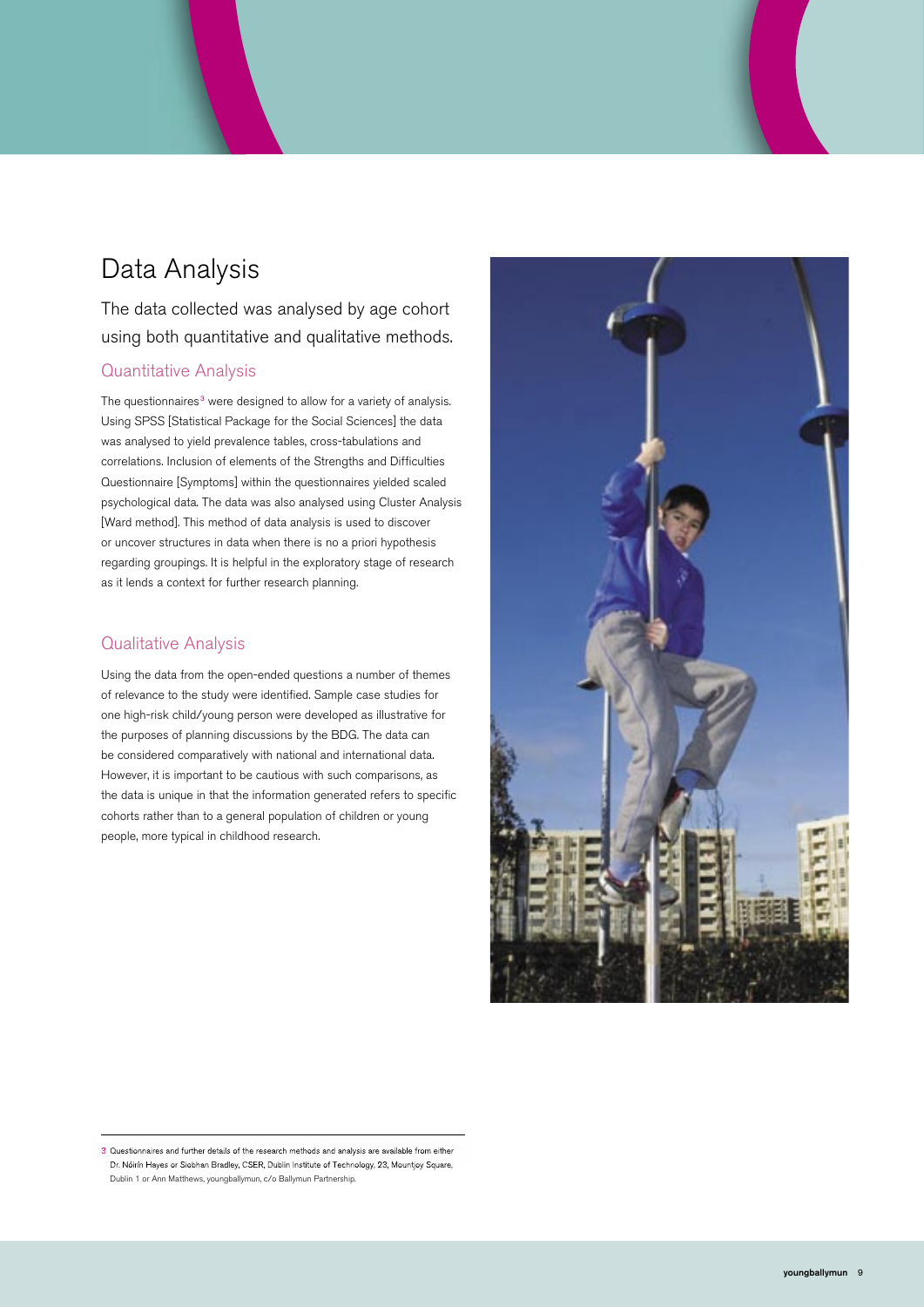# Data Analysis

The data collected was analysed by age cohort using both quantitative and qualitative methods.

## Quantitative Analysis

The questionnaires[3] were designed to allow for a variety of analysis. Using SPSS [Statistical Package for the Social Sciences] the data was analysed to yield prevalence tables, cross-tabulations and correlations. Inclusion of elements of the Strengths and Difficulties Questionnaire [Symptoms] within the questionnaires yielded scaled psychological data. The data was also analysed using Cluster Analysis [Ward method]. This method of data analysis is used to discover or uncover structures in data when there is no a priori hypothesis regarding groupings. It is helpful in the exploratory stage of research as it lends a context for further research planning.

## Qualitative Analysis

Using the data from the open-ended questions a number of themes of relevance to the study were identified. Sample case studies for one high-risk child/young person were developed as illustrative for the purposes of planning discussions by the BDG. The data can be considered comparatively with national and international data. However, it is important to be cautious with such comparisons, as the data is unique in that the information generated refers to specific cohorts rather than to a general population of children or young people, more typical in childhood research.

---

3 Questionnaires and further details of the research methods and analysis are available from either Dr. Nóirín Hayes or Siobhan Bradley, CSER, Dublin Institute of Technology, 23, Mountjoy Square, Dublin 1 or Ann Matthews, youngballymun, c/o Ballymun Partnership.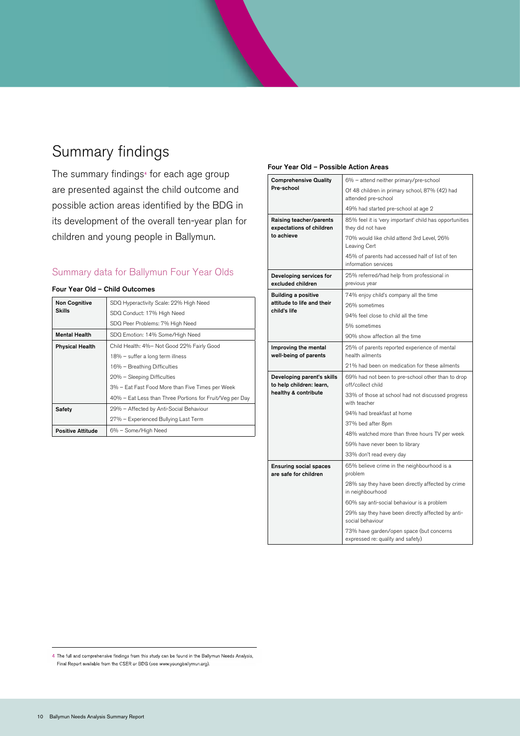# Summary findings

The summary findings[4] for each age group are presented against the child outcome and possible action areas identified by the BDG in its development of the overall ten-year plan for children and young people in Ballymun.

## Summary data for Ballymun Four Year Olds

### Four Year Old – Child Outcomes

| | |
|---|---|
| **Non Cognitive Skills** | SDQ Hyperactivity Scale: 22% High Need |
| | SDQ Conduct: 17% High Need |
| | SDQ Peer Problems: 7% High Need |
| **Mental Health** | SDQ Emotion: 14% Some/High Need |
| **Physical Health** | Child Health: 4%– Not Good 22% Fairly Good |
| | 18% – suffer a long term illness |
| | 16% – Breathing Difficulties |
| | 20% – Sleeping Difficulties |
| | 3% – Eat Fast Food More than Five Times per Week |
| | 40% – Eat Less than Three Portions for Fruit/Veg per Day |
| **Safety** | 29% – Affected by Anti-Social Behaviour |
| | 27% – Experienced Bullying Last Term |
| **Positive Attitude** | 6% – Some/High Need |

### Four Year Old – Possible Action Areas

| | |
|---|---|
| **Comprehensive Quality Pre-school** | 6% – attend neither primary/pre-school |
| | Of 48 children in primary school, 87% (42) had attended pre-school |
| | 49% had started pre-school at age 2 |
| **Raising teacher/parents expectations of children to achieve** | 85% feel it is 'very important' child has opportunities they did not have |
| | 70% would like child attend 3rd Level, 26% Leaving Cert |
| | 45% of parents had accessed half of list of ten information services |
| **Developing services for excluded children** | 25% referred/had help from professional in previous year |
| **Building a positive attitude to life and their child's life** | 74% enjoy child's company all the time |
| | 26% sometimes |
| | 94% feel close to child all the time |
| | 5% sometimes |
| | 90% show affection all the time |
| **Improving the mental well-being of parents** | 25% of parents reported experience of mental health ailments |
| | 21% had been on medication for these ailments |
| **Developing parent's skills to help children: learn, healthy & contribute** | 69% had not been to pre-school other than to drop off/collect child |
| | 33% of those at school had not discussed progress with teacher |
| | 94% had breakfast at home |
| | 37% bed after 8pm |
| | 48% watched more than three hours TV per week |
| | 59% have never been to library |
| | 33% don't read every day |
| **Ensuring social spaces are safe for children** | 65% believe crime in the neighbourhood is a problem |
| | 28% say they have been directly affected by crime in neighbourhood |
| | 60% say anti-social behaviour is a problem |
| | 29% say they have been directly affected by anti-social behaviour |
| | 73% have garden/open space (but concerns expressed re: quality and safety) |

4 The full and comprehensive findings from this study can be found in the Ballymun Needs Analysis, Final Report available from the CSER or BDG (see www.youngballymun.org).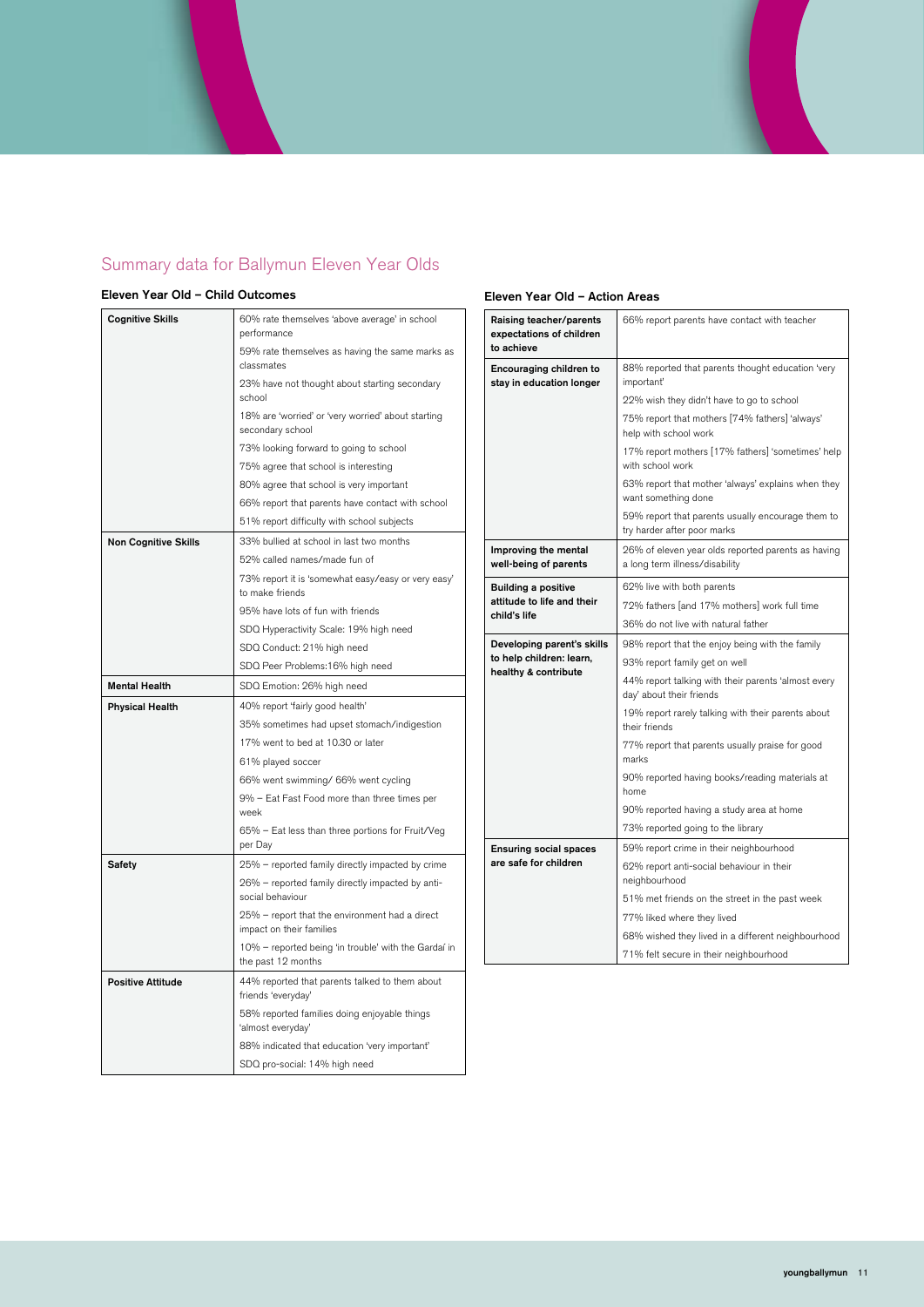# Summary data for Ballymun Eleven Year Olds

## Eleven Year Old – Child Outcomes

| | |
|---|---|
| **Cognitive Skills** | 60% rate themselves 'above average' in school performance |
| | 59% rate themselves as having the same marks as classmates |
| | 23% have not thought about starting secondary school |
| | 18% are 'worried' or 'very worried' about starting secondary school |
| | 73% looking forward to going to school |
| | 75% agree that school is interesting |
| | 80% agree that school is very important |
| | 66% report that parents have contact with school |
| | 51% report difficulty with school subjects |
| **Non Cognitive Skills** | 33% bullied at school in last two months |
| | 52% called names/made fun of |
| | 73% report it is 'somewhat easy/easy or very easy' to make friends |
| | 95% have lots of fun with friends |
| | SDQ Hyperactivity Scale: 19% high need |
| | SDQ Conduct: 21% high need |
| | SDQ Peer Problems:16% high need |
| **Mental Health** | SDQ Emotion: 26% high need |
| **Physical Health** | 40% report 'fairly good health' |
| | 35% sometimes had upset stomach/indigestion |
| | 17% went to bed at 10.30 or later |
| | 61% played soccer |
| | 66% went swimming/ 66% went cycling |
| | 9% – Eat Fast Food more than three times per week |
| | 65% – Eat less than three portions for Fruit/Veg per Day |
| **Safety** | 25% – reported family directly impacted by crime |
| | 26% – reported family directly impacted by anti-social behaviour |
| | 25% – report that the environment had a direct impact on their families |
| | 10% – reported being 'in trouble' with the Gardaí in the past 12 months |
| **Positive Attitude** | 44% reported that parents talked to them about friends 'everyday' |
| | 58% reported families doing enjoyable things 'almost everyday' |
| | 88% indicated that education 'very important' |
| | SDQ pro-social: 14% high need |

## Eleven Year Old – Action Areas

| | |
|---|---|
| **Raising teacher/parents expectations of children to achieve** | 66% report parents have contact with teacher |
| **Encouraging children to stay in education longer** | 88% reported that parents thought education 'very important' |
| | 22% wish they didn't have to go to school |
| | 75% report that mothers [74% fathers] 'always' help with school work |
| | 17% report mothers [17% fathers] 'sometimes' help with school work |
| | 63% report that mother 'always' explains when they want something done |
| | 59% report that parents usually encourage them to try harder after poor marks |
| **Improving the mental well-being of parents** | 26% of eleven year olds reported parents as having a long term illness/disability |
| **Building a positive attitude to life and their child's life** | 62% live with both parents |
| | 72% fathers [and 17% mothers] work full time |
| | 36% do not live with natural father |
| **Developing parent's skills to help children: learn, healthy & contribute** | 98% report that the enjoy being with the family |
| | 93% report family get on well |
| | 44% report talking with their parents 'almost every day' about their friends |
| | 19% report rarely talking with their parents about their friends |
| | 77% report that parents usually praise for good marks |
| | 90% reported having books/reading materials at home |
| | 90% reported having a study area at home |
| | 73% reported going to the library |
| **Ensuring social spaces are safe for children** | 59% report crime in their neighbourhood |
| | 62% report anti-social behaviour in their neighbourhood |
| | 51% met friends on the street in the past week |
| | 77% liked where they lived |
| | 68% wished they lived in a different neighbourhood |
| | 71% felt secure in their neighbourhood |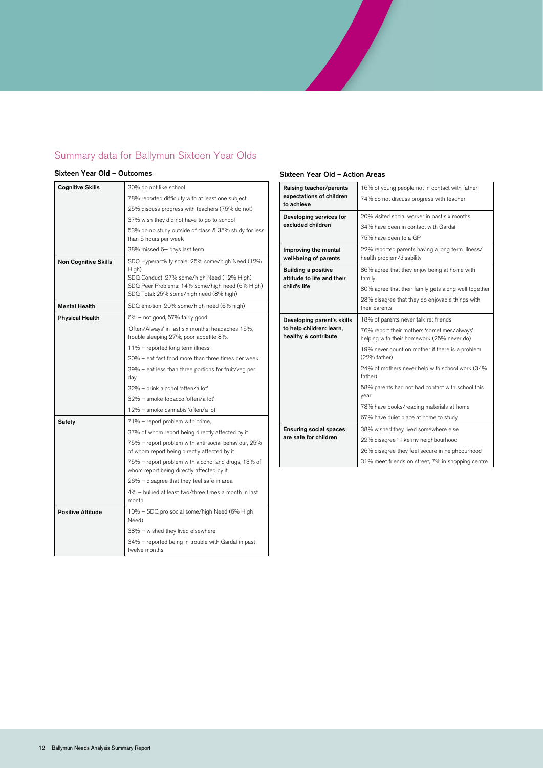## Summary data for Ballymun Sixteen Year Olds

### Sixteen Year Old – Outcomes

| | |
|---|---|
| **Cognitive Skills** | 30% do not like school |
| | 78% reported difficulty with at least one subject |
| | 25% discuss progress with teachers (75% do not) |
| | 37% wish they did not have to go to school |
| | 53% do no study outside of class & 35% study for less than 5 hours per week |
| | 38% missed 6+ days last term |
| **Non Cognitive Skills** | SDQ Hyperactivity scale: 25% some/high Need (12% High)<br>SDQ Conduct: 27% some/high Need (12% High)<br>SDQ Peer Problems: 14% some/high need (6% High)<br>SDQ Total: 25% some/high need (8% high) |
| **Mental Health** | SDQ emotion: 20% some/high need (6% high) |
| **Physical Health** | 6% – not good, 57% fairly good |
| | 'Often/Always' in last six months: headaches 15%, trouble sleeping 27%, poor appetite 8%. |
| | 11% – reported long term illness |
| | 20% – eat fast food more than three times per week |
| | 39% – eat less than three portions for fruit/veg per day |
| | 32% – drink alcohol 'often/a lot' |
| | 32% – smoke tobacco 'often/a lot' |
| | 12% – smoke cannabis 'often/a lot' |
| **Safety** | 71% – report problem with crime, |
| | 37% of whom report being directly affected by it |
| | 75% – report problem with anti-social behaviour, 25% of whom report being directly affected by it |
| | 75% – report problem with alcohol and drugs, 13% of whom report being directly affected by it |
| | 26% – disagree that they feel safe in area |
| | 4% – bullied at least two/three times a month in last month |
| **Positive Attitude** | 10% – SDQ pro social some/high Need (6% High Need) |
| | 38% – wished they lived elsewhere |
| | 34% – reported being in trouble with Gardaí in past twelve months |

### Sixteen Year Old – Action Areas

| | |
|---|---|
| **Raising teacher/parents expectations of children to achieve** | 16% of young people not in contact with father |
| | 74% do not discuss progress with teacher |
| **Developing services for excluded children** | 20% visited social worker in past six months |
| | 34% have been in contact with Gardaí |
| | 75% have been to a GP |
| **Improving the mental well-being of parents** | 22% reported parents having a long term illness/ health problem/disability |
| **Building a positive attitude to life and their child's life** | 86% agree that they enjoy being at home with family |
| | 80% agree that their family gets along well together |
| | 28% disagree that they do enjoyable things with their parents |
| **Developing parent's skills to help children: learn, healthy & contribute** | 18% of parents never talk re: friends |
| | 76% report their mothers 'sometimes/always' helping with their homework (25% never do) |
| | 19% never count on mother if there is a problem (22% father) |
| | 24% of mothers never help with school work (34% father) |
| | 58% parents had not had contact with school this year |
| | 78% have books/reading materials at home |
| | 67% have quiet place at home to study |
| **Ensuring social spaces are safe for children** | 38% wished they lived somewhere else |
| | 22% disagree 'I like my neighbourhood' |
| | 26% disagree they feel secure in neighbourhood |
| | 31% meet friends on street, 7% in shopping centre |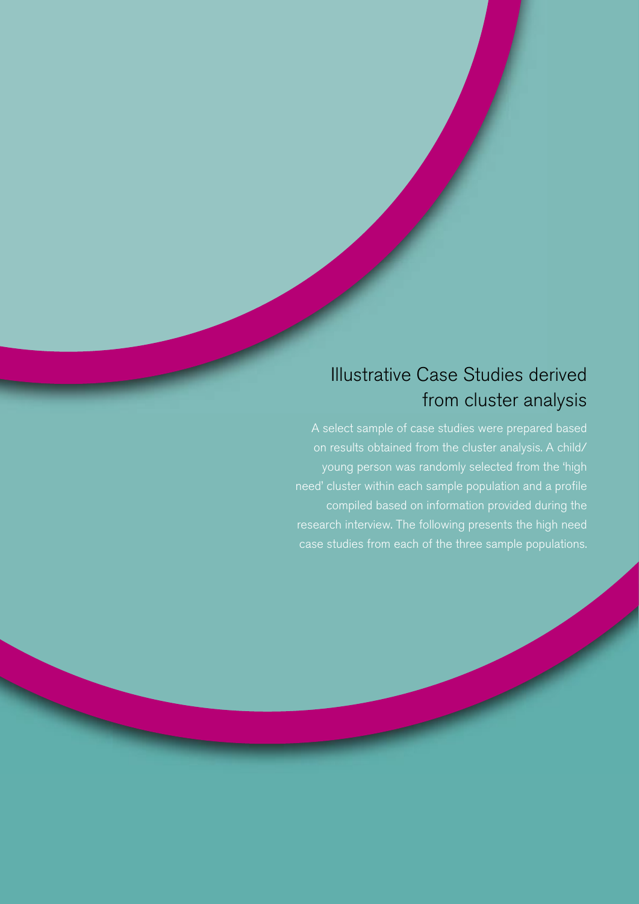# Illustrative Case Studies derived from cluster analysis

A select sample of case studies were prepared based on results obtained from the cluster analysis. A child/young person was randomly selected from the 'high need' cluster within each sample population and a profile compiled based on information provided during the research interview. The following presents the high need case studies from each of the three sample populations.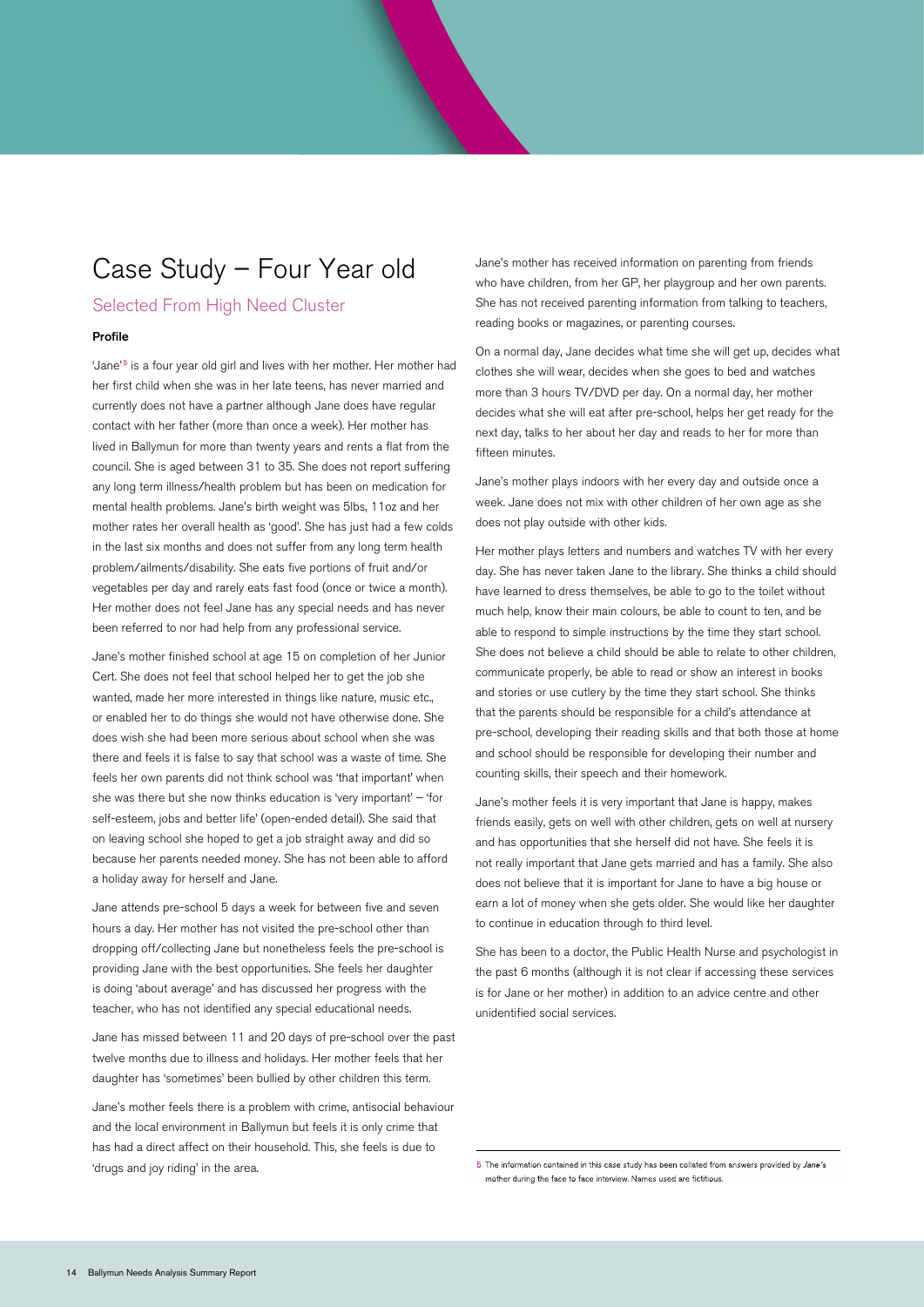# Case Study – Four Year old

## Selected From High Need Cluster

### Profile

'Jane'[5] is a four year old girl and lives with her mother. Her mother had her first child when she was in her late teens, has never married and currently does not have a partner although Jane does have regular contact with her father (more than once a week). Her mother has lived in Ballymun for more than twenty years and rents a flat from the council. She is aged between 31 to 35. She does not report suffering any long term illness/health problem but has been on medication for mental health problems. Jane's birth weight was 5lbs, 11oz and her mother rates her overall health as 'good'. She has just had a few colds in the last six months and does not suffer from any long term health problem/ailments/disability. She eats five portions of fruit and/or vegetables per day and rarely eats fast food (once or twice a month). Her mother does not feel Jane has any special needs and has never been referred to nor had help from any professional service.

Jane's mother finished school at age 15 on completion of her Junior Cert. She does not feel that school helped her to get the job she wanted, made her more interested in things like nature, music etc., or enabled her to do things she would not have otherwise done. She does wish she had been more serious about school when she was there and feels it is false to say that school was a waste of time. She feels her own parents did not think school was 'that important' when she was there but she now thinks education is 'very important' – 'for self-esteem, jobs and better life' (open-ended detail). She said that on leaving school she hoped to get a job straight away and did so because her parents needed money. She has not been able to afford a holiday away for herself and Jane.

Jane attends pre-school 5 days a week for between five and seven hours a day. Her mother has not visited the pre-school other than dropping off/collecting Jane but nonetheless feels the pre-school is providing Jane with the best opportunities. She feels her daughter is doing 'about average' and has discussed her progress with the teacher, who has not identified any special educational needs.

Jane has missed between 11 and 20 days of pre-school over the past twelve months due to illness and holidays. Her mother feels that her daughter has 'sometimes' been bullied by other children this term.

Jane's mother feels there is a problem with crime, antisocial behaviour and the local environment in Ballymun but feels it is only crime that has had a direct affect on their household. This, she feels is due to 'drugs and joy riding' in the area.

Jane's mother has received information on parenting from friends who have children, from her GP, her playgroup and her own parents. She has not received parenting information from talking to teachers, reading books or magazines, or parenting courses.

On a normal day, Jane decides what time she will get up, decides what clothes she will wear, decides when she goes to bed and watches more than 3 hours TV/DVD per day. On a normal day, her mother decides what she will eat after pre-school, helps her get ready for the next day, talks to her about her day and reads to her for more than fifteen minutes.

Jane's mother plays indoors with her every day and outside once a week. Jane does not mix with other children of her own age as she does not play outside with other kids.

Her mother plays letters and numbers and watches TV with her every day. She has never taken Jane to the library. She thinks a child should have learned to dress themselves, be able to go to the toilet without much help, know their main colours, be able to count to ten, and be able to respond to simple instructions by the time they start school. She does not believe a child should be able to relate to other children, communicate properly, be able to read or show an interest in books and stories or use cutlery by the time they start school. She thinks that the parents should be responsible for a child's attendance at pre-school, developing their reading skills and that both those at home and school should be responsible for developing their number and counting skills, their speech and their homework.

Jane's mother feels it is very important that Jane is happy, makes friends easily, gets on well with other children, gets on well at nursery and has opportunities that she herself did not have. She feels it is not really important that Jane gets married and has a family. She also does not believe that it is important for Jane to have a big house or earn a lot of money when she gets older. She would like her daughter to continue in education through to third level.

She has been to a doctor, the Public Health Nurse and psychologist in the past 6 months (although it is not clear if accessing these services is for Jane or her mother) in addition to an advice centre and other unidentified social services.

---

5 The information contained in this case study has been collated from answers provided by *Jane's* mother during the face to face interview. Names used are fictitious.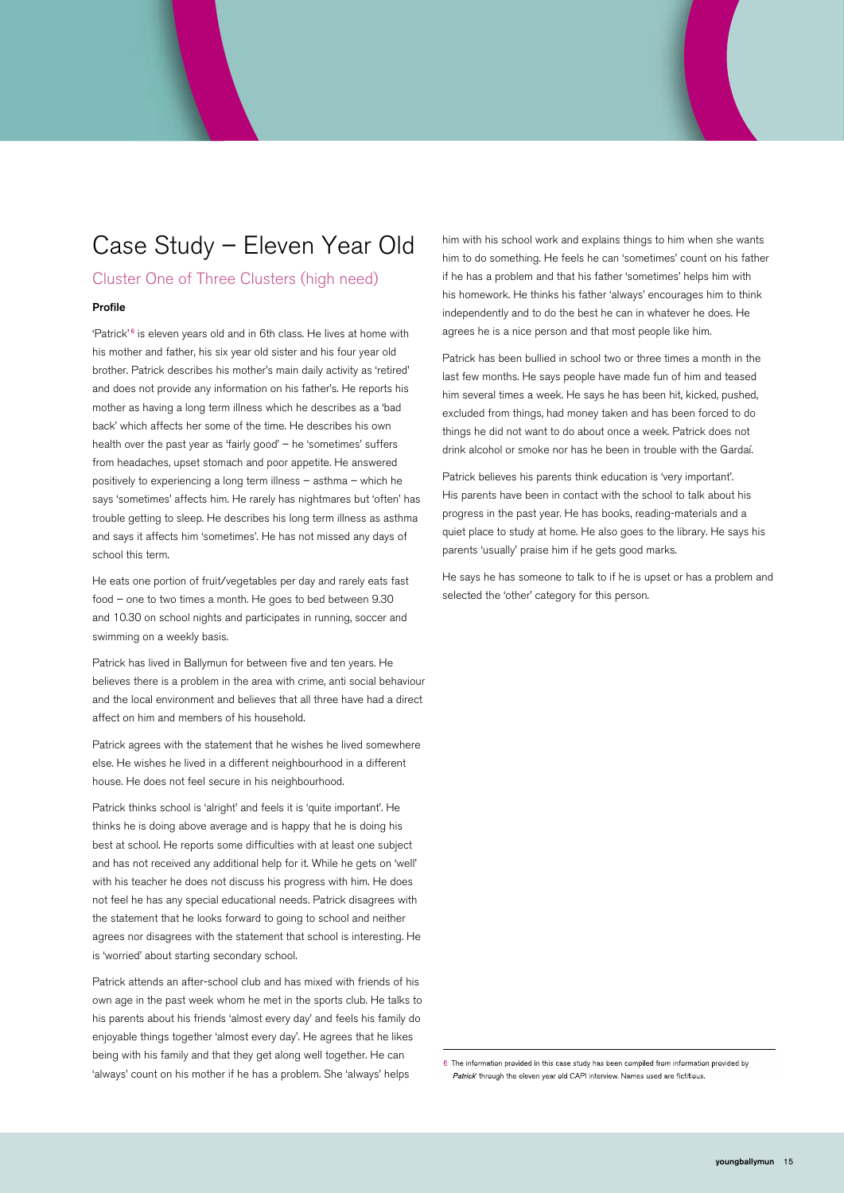# Case Study – Eleven Year Old

## Cluster One of Three Clusters (high need)

### Profile

'Patrick'[6] is eleven years old and in 6th class. He lives at home with his mother and father, his six year old sister and his four year old brother. Patrick describes his mother's main daily activity as 'retired' and does not provide any information on his father's. He reports his mother as having a long term illness which he describes as a 'bad back' which affects her some of the time. He describes his own health over the past year as 'fairly good' – he 'sometimes' suffers from headaches, upset stomach and poor appetite. He answered positively to experiencing a long term illness – asthma – which he says 'sometimes' affects him. He rarely has nightmares but 'often' has trouble getting to sleep. He describes his long term illness as asthma and says it affects him 'sometimes'. He has not missed any days of school this term.

He eats one portion of fruit/vegetables per day and rarely eats fast food – one to two times a month. He goes to bed between 9.30 and 10.30 on school nights and participates in running, soccer and swimming on a weekly basis.

Patrick has lived in Ballymun for between five and ten years. He believes there is a problem in the area with crime, anti social behaviour and the local environment and believes that all three have had a direct affect on him and members of his household.

Patrick agrees with the statement that he wishes he lived somewhere else. He wishes he lived in a different neighbourhood in a different house. He does not feel secure in his neighbourhood.

Patrick thinks school is 'alright' and feels it is 'quite important'. He thinks he is doing above average and is happy that he is doing his best at school. He reports some difficulties with at least one subject and has not received any additional help for it. While he gets on 'well' with his teacher he does not discuss his progress with him. He does not feel he has any special educational needs. Patrick disagrees with the statement that he looks forward to going to school and neither agrees nor disagrees with the statement that school is interesting. He is 'worried' about starting secondary school.

Patrick attends an after-school club and has mixed with friends of his own age in the past week whom he met in the sports club. He talks to his parents about his friends 'almost every day' and feels his family do enjoyable things together 'almost every day'. He agrees that he likes being with his family and that they get along well together. He can 'always' count on his mother if he has a problem. She 'always' helps him with his school work and explains things to him when she wants him to do something. He feels he can 'sometimes' count on his father if he has a problem and that his father 'sometimes' helps him with his homework. He thinks his father 'always' encourages him to think independently and to do the best he can in whatever he does. He agrees he is a nice person and that most people like him.

Patrick has been bullied in school two or three times a month in the last few months. He says people have made fun of him and teased him several times a week. He says he has been hit, kicked, pushed, excluded from things, had money taken and has been forced to do things he did not want to do about once a week. Patrick does not drink alcohol or smoke nor has he been in trouble with the Gardaí.

Patrick believes his parents think education is 'very important'. His parents have been in contact with the school to talk about his progress in the past year. He has books, reading-materials and a quiet place to study at home. He also goes to the library. He says his parents 'usually' praise him if he gets good marks.

He says he has someone to talk to if he is upset or has a problem and selected the 'other' category for this person.

---

[6] The information provided in this case study has been compiled from information provided by *Patrick'* through the eleven year old CAPI interview. Names used are fictitious.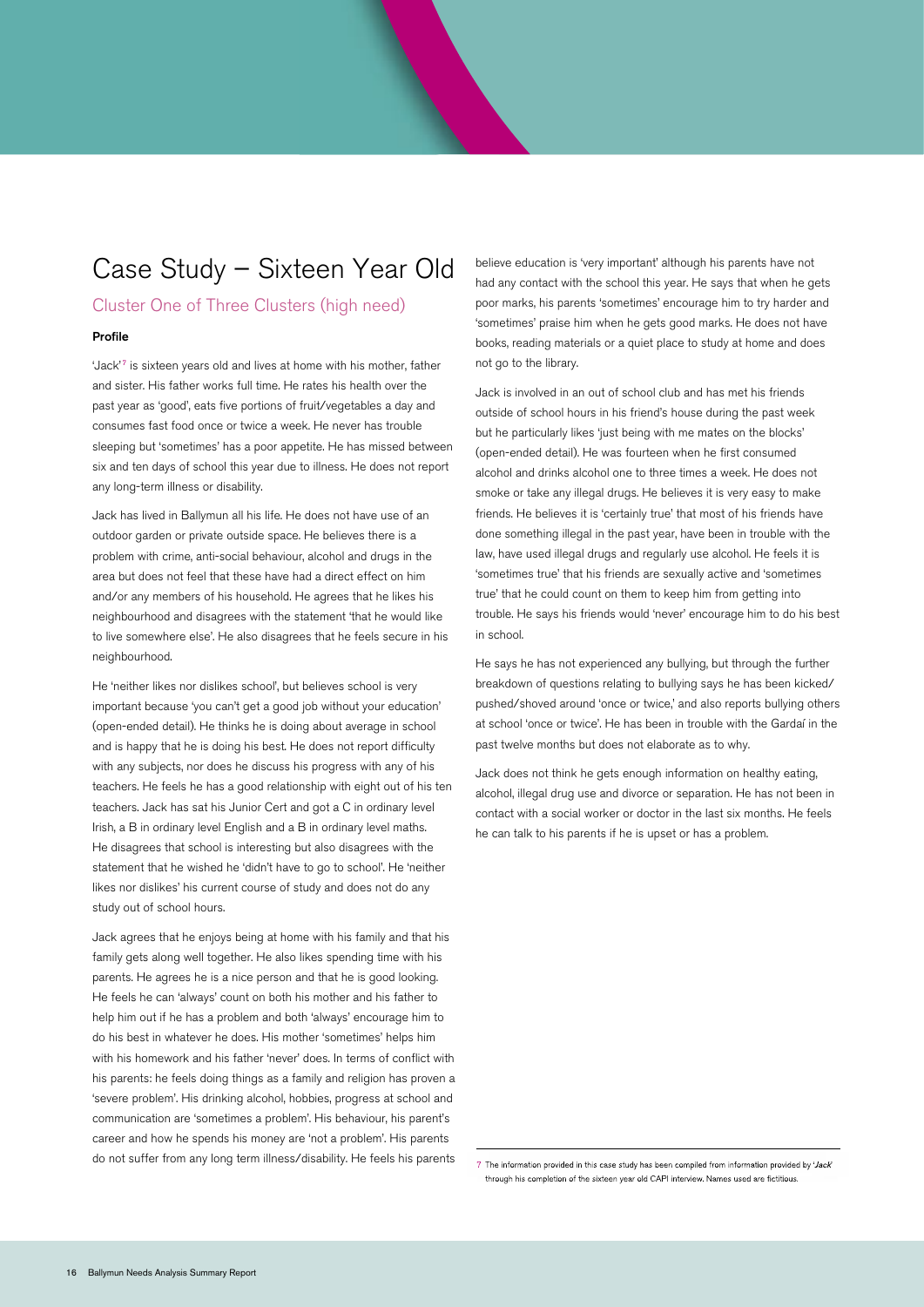# Case Study – Sixteen Year Old

## Cluster One of Three Clusters (high need)

**Profile**

'Jack'[7] is sixteen years old and lives at home with his mother, father and sister. His father works full time. He rates his health over the past year as 'good', eats five portions of fruit/vegetables a day and consumes fast food once or twice a week. He never has trouble sleeping but 'sometimes' has a poor appetite. He has missed between six and ten days of school this year due to illness. He does not report any long-term illness or disability.

Jack has lived in Ballymun all his life. He does not have use of an outdoor garden or private outside space. He believes there is a problem with crime, anti-social behaviour, alcohol and drugs in the area but does not feel that these have had a direct effect on him and/or any members of his household. He agrees that he likes his neighbourhood and disagrees with the statement 'that he would like to live somewhere else'. He also disagrees that he feels secure in his neighbourhood.

He 'neither likes nor dislikes school', but believes school is very important because 'you can't get a good job without your education' (open-ended detail). He thinks he is doing about average in school and is happy that he is doing his best. He does not report difficulty with any subjects, nor does he discuss his progress with any of his teachers. He feels he has a good relationship with eight out of his ten teachers. Jack has sat his Junior Cert and got a C in ordinary level Irish, a B in ordinary level English and a B in ordinary level maths. He disagrees that school is interesting but also disagrees with the statement that he wished he 'didn't have to go to school'. He 'neither likes nor dislikes' his current course of study and does not do any study out of school hours.

Jack agrees that he enjoys being at home with his family and that his family gets along well together. He also likes spending time with his parents. He agrees he is a nice person and that he is good looking. He feels he can 'always' count on both his mother and his father to help him out if he has a problem and both 'always' encourage him to do his best in whatever he does. His mother 'sometimes' helps him with his homework and his father 'never' does. In terms of conflict with his parents: he feels doing things as a family and religion has proven a 'severe problem'. His drinking alcohol, hobbies, progress at school and communication are 'sometimes a problem'. His behaviour, his parent's career and how he spends his money are 'not a problem'. His parents do not suffer from any long term illness/disability. He feels his parents believe education is 'very important' although his parents have not had any contact with the school this year. He says that when he gets poor marks, his parents 'sometimes' encourage him to try harder and 'sometimes' praise him when he gets good marks. He does not have books, reading materials or a quiet place to study at home and does not go to the library.

Jack is involved in an out of school club and has met his friends outside of school hours in his friend's house during the past week but he particularly likes 'just being with me mates on the blocks' (open-ended detail). He was fourteen when he first consumed alcohol and drinks alcohol one to three times a week. He does not smoke or take any illegal drugs. He believes it is very easy to make friends. He believes it is 'certainly true' that most of his friends have done something illegal in the past year, have been in trouble with the law, have used illegal drugs and regularly use alcohol. He feels it is 'sometimes true' that his friends are sexually active and 'sometimes true' that he could count on them to keep him from getting into trouble. He says his friends would 'never' encourage him to do his best in school.

He says he has not experienced any bullying, but through the further breakdown of questions relating to bullying says he has been kicked/pushed/shoved around 'once or twice,' and also reports bullying others at school 'once or twice'. He has been in trouble with the Gardaí in the past twelve months but does not elaborate as to why.

Jack does not think he gets enough information on healthy eating, alcohol, illegal drug use and divorce or separation. He has not been in contact with a social worker or doctor in the last six months. He feels he can talk to his parents if he is upset or has a problem.

---

7 The information provided in this case study has been compiled from information provided by '*Jack*' through his completion of the sixteen year old CAPI interview. Names used are fictitious.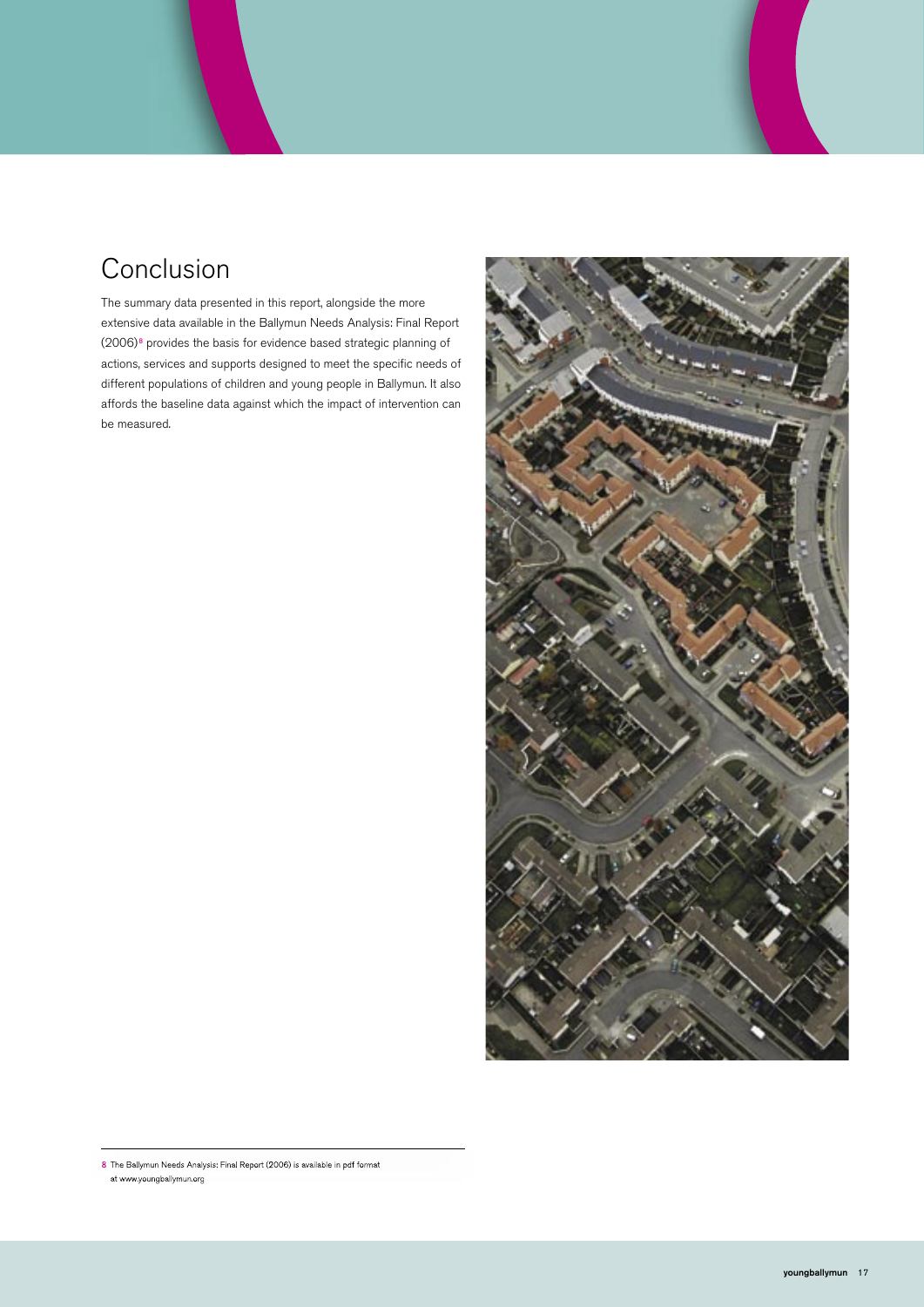# Conclusion

The summary data presented in this report, alongside the more extensive data available in the Ballymun Needs Analysis: Final Report (2006)[8] provides the basis for evidence based strategic planning of actions, services and supports designed to meet the specific needs of different populations of children and young people in Ballymun. It also affords the baseline data against which the impact of intervention can be measured.

8 The Ballymun Needs Analysis: Final Report (2006) is available in pdf format at www.youngballymun.org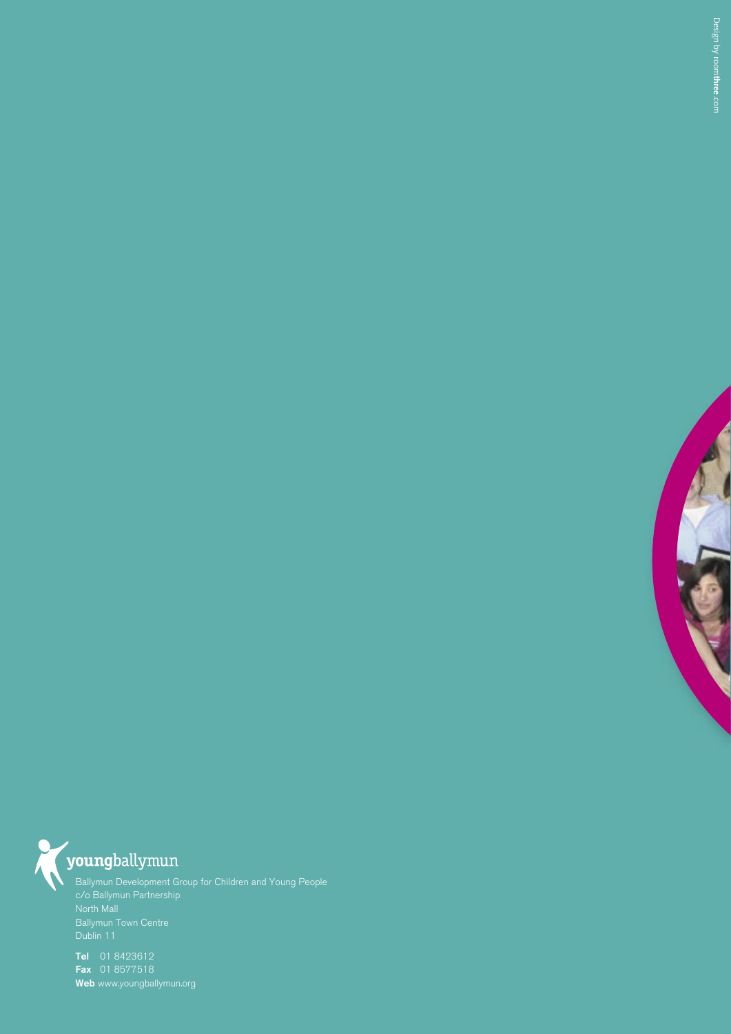Design by roomthree.com

**young**ballymun

Ballymun Development Group for Children and Young People
c/o Ballymun Partnership
North Mall
Ballymun Town Centre
Dublin 11

**Tel** 01 8423612
**Fax** 01 8577518
**Web** www.youngballymun.org